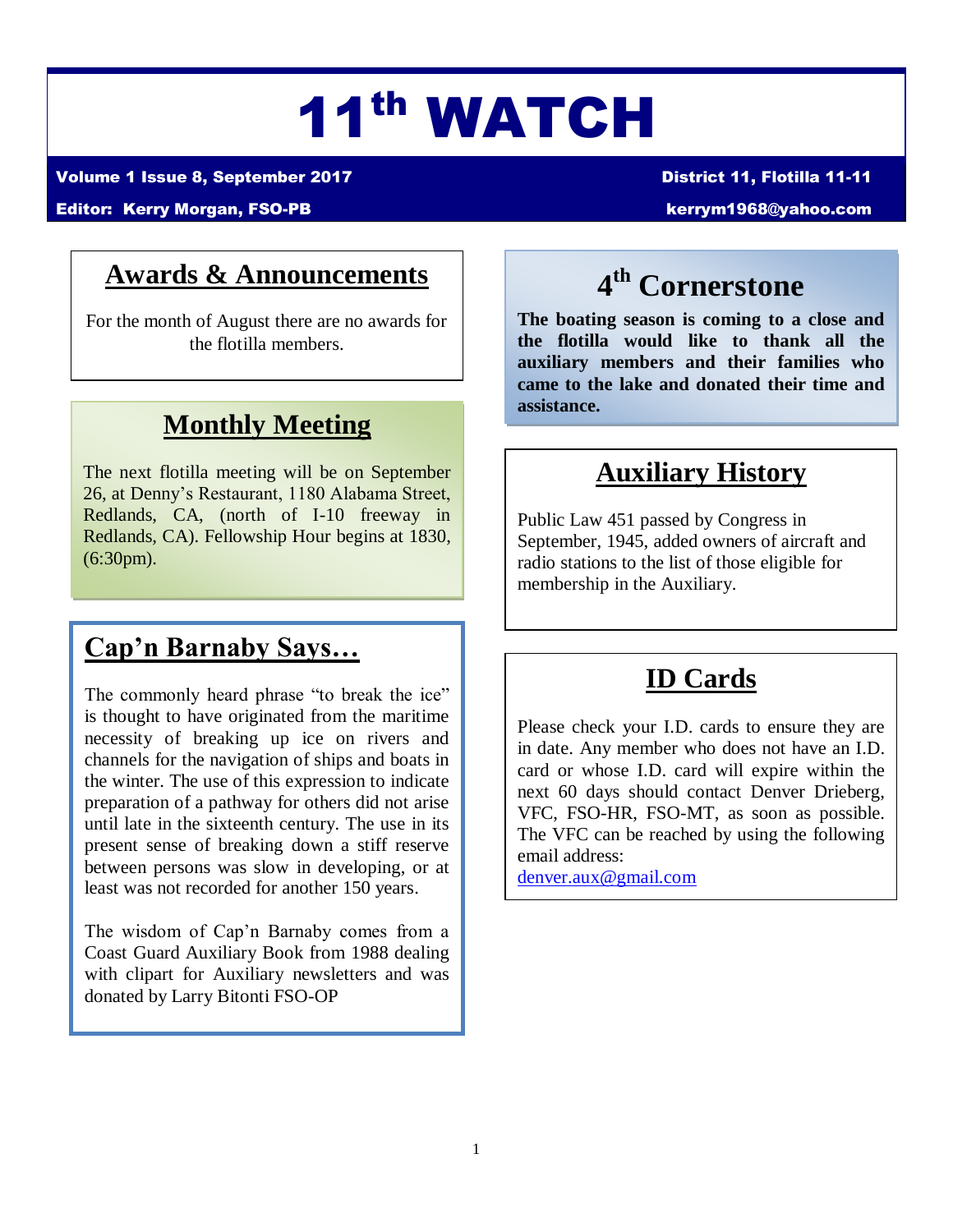# 11th WATCH

**Volume 1 Issue 8, September 2017** — **District 11, Flotilla 11-11**

**Editor: Kerry Morgan, FSO-PB** — **kerrym1968@yahoo.com**

## Awards & Announcements

For the month of August there are no awards for the flotilla members.

## Monthly Meeting

The next flotilla meeting will be on September 26, at Denny's Restaurant, 1180 Alabama Street, Redlands, CA, (north of I-10 freeway in Redlands, CA). Fellowship Hour begins at 1830, (6:30pm).

## Cap'n Barnaby Says…

The commonly heard phrase "to break the ice" is thought to have originated from the maritime necessity of breaking up ice on rivers and channels for the navigation of ships and boats in the winter. The use of this expression to indicate preparation of a pathway for others did not arise until late in the sixteenth century. The use in its present sense of breaking down a stiff reserve between persons was slow in developing, or at least was not recorded for another 150 years.

The wisdom of Cap'n Barnaby comes from a Coast Guard Auxiliary Book from 1988 dealing with clipart for Auxiliary newsletters and was donated by Larry Bitonti FSO-OP

## 4th Cornerstone

**The boating season is coming to a close and the flotilla would like to thank all the auxiliary members and their families who came to the lake and donated their time and assistance.**

## Auxiliary History

Public Law 451 passed by Congress in September, 1945, added owners of aircraft and radio stations to the list of those eligible for membership in the Auxiliary.

## ID Cards

Please check your I.D. cards to ensure they are in date. Any member who does not have an I.D. card or whose I.D. card will expire within the next 60 days should contact Denver Drieberg, VFC, FSO-HR, FSO-MT, as soon as possible. The VFC can be reached by using the following email address:

denver.aux@gmail.com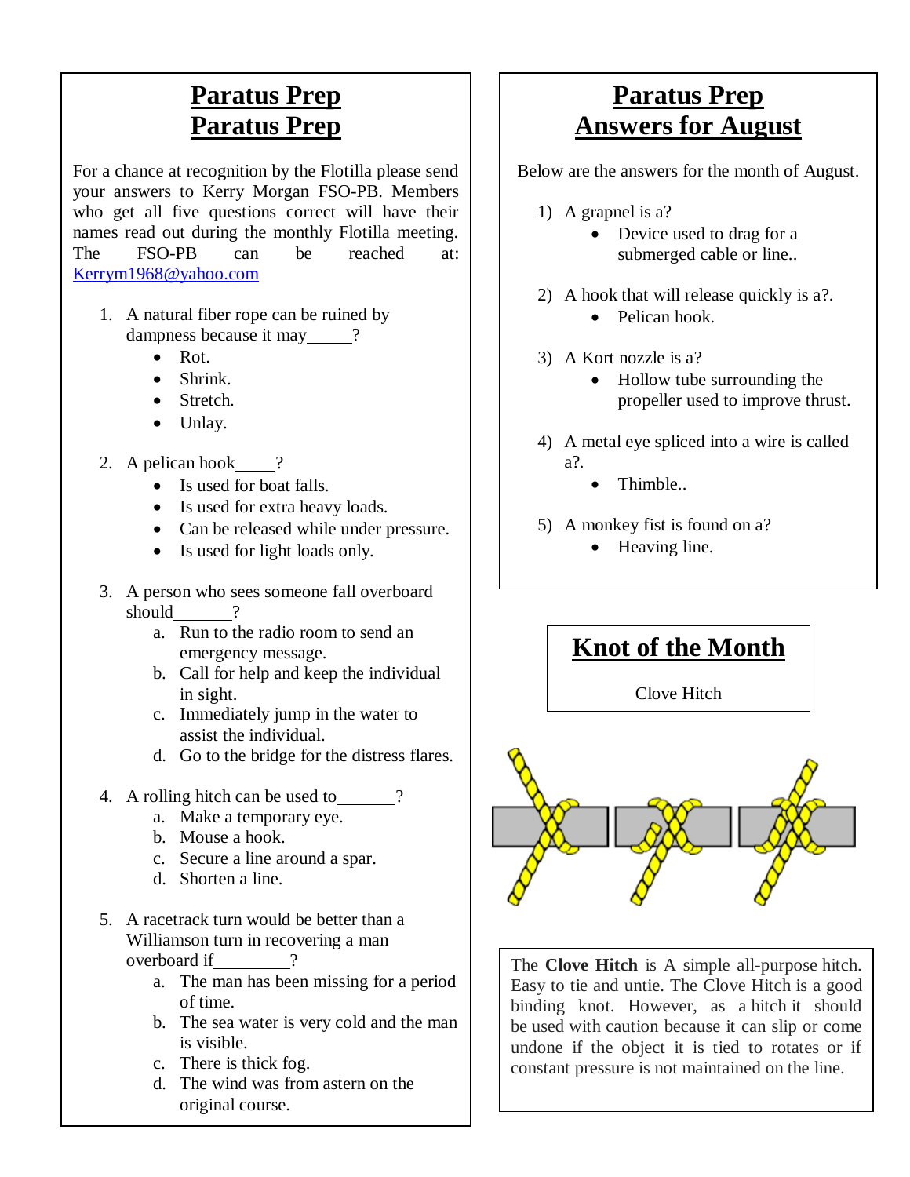# Paratus Prep
# Paratus Prep

For a chance at recognition by the Flotilla please send your answers to Kerry Morgan FSO-PB. Members who get all five questions correct will have their names read out during the monthly Flotilla meeting. The FSO-PB can be reached at: Kerrym1968@yahoo.com

1. A natural fiber rope can be ruined by dampness because it may_____?
   - Rot.
   - Shrink.
   - Stretch.
   - Unlay.

2. A pelican hook_____?
   - Is used for boat falls.
   - Is used for extra heavy loads.
   - Can be released while under pressure.
   - Is used for light loads only.

3. A person who sees someone fall overboard should_______?
   a. Run to the radio room to send an emergency message.
   b. Call for help and keep the individual in sight.
   c. Immediately jump in the water to assist the individual.
   d. Go to the bridge for the distress flares.

4. A rolling hitch can be used to_______?
   a. Make a temporary eye.
   b. Mouse a hook.
   c. Secure a line around a spar.
   d. Shorten a line.

5. A racetrack turn would be better than a Williamson turn in recovering a man overboard if_________?
   a. The man has been missing for a period of time.
   b. The sea water is very cold and the man is visible.
   c. There is thick fog.
   d. The wind was from astern on the original course.

# Paratus Prep
# Answers for August

Below are the answers for the month of August.

1) A grapnel is a?
   - Device used to drag for a submerged cable or line..

2) A hook that will release quickly is a?.
   - Pelican hook.

3) A Kort nozzle is a?
   - Hollow tube surrounding the propeller used to improve thrust.

4) A metal eye spliced into a wire is called a?.
   - Thimble..

5) A monkey fist is found on a?
   - Heaving line.

# Knot of the Month

Clove Hitch

The **Clove Hitch** is A simple all-purpose hitch. Easy to tie and untie. The Clove Hitch is a good binding knot. However, as a hitch it should be used with caution because it can slip or come undone if the object it is tied to rotates or if constant pressure is not maintained on the line.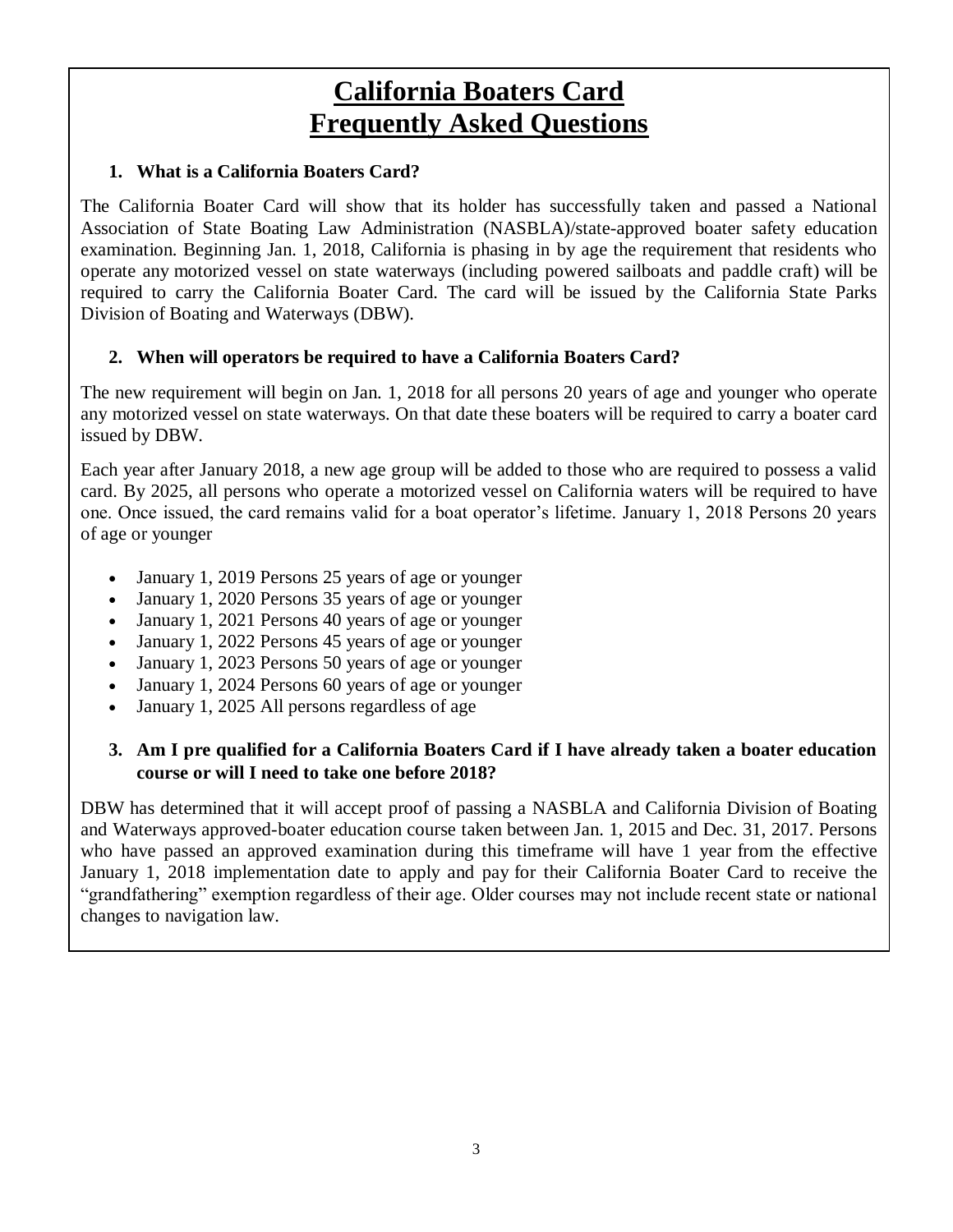# California Boaters Card
# Frequently Asked Questions

**1. What is a California Boaters Card?**

The California Boater Card will show that its holder has successfully taken and passed a National Association of State Boating Law Administration (NASBLA)/state-approved boater safety education examination. Beginning Jan. 1, 2018, California is phasing in by age the requirement that residents who operate any motorized vessel on state waterways (including powered sailboats and paddle craft) will be required to carry the California Boater Card. The card will be issued by the California State Parks Division of Boating and Waterways (DBW).

**2. When will operators be required to have a California Boaters Card?**

The new requirement will begin on Jan. 1, 2018 for all persons 20 years of age and younger who operate any motorized vessel on state waterways. On that date these boaters will be required to carry a boater card issued by DBW.

Each year after January 2018, a new age group will be added to those who are required to possess a valid card. By 2025, all persons who operate a motorized vessel on California waters will be required to have one. Once issued, the card remains valid for a boat operator's lifetime. January 1, 2018 Persons 20 years of age or younger

- January 1, 2019 Persons 25 years of age or younger
- January 1, 2020 Persons 35 years of age or younger
- January 1, 2021 Persons 40 years of age or younger
- January 1, 2022 Persons 45 years of age or younger
- January 1, 2023 Persons 50 years of age or younger
- January 1, 2024 Persons 60 years of age or younger
- January 1, 2025 All persons regardless of age

**3. Am I pre qualified for a California Boaters Card if I have already taken a boater education course or will I need to take one before 2018?**

DBW has determined that it will accept proof of passing a NASBLA and California Division of Boating and Waterways approved-boater education course taken between Jan. 1, 2015 and Dec. 31, 2017. Persons who have passed an approved examination during this timeframe will have 1 year from the effective January 1, 2018 implementation date to apply and pay for their California Boater Card to receive the "grandfathering" exemption regardless of their age. Older courses may not include recent state or national changes to navigation law.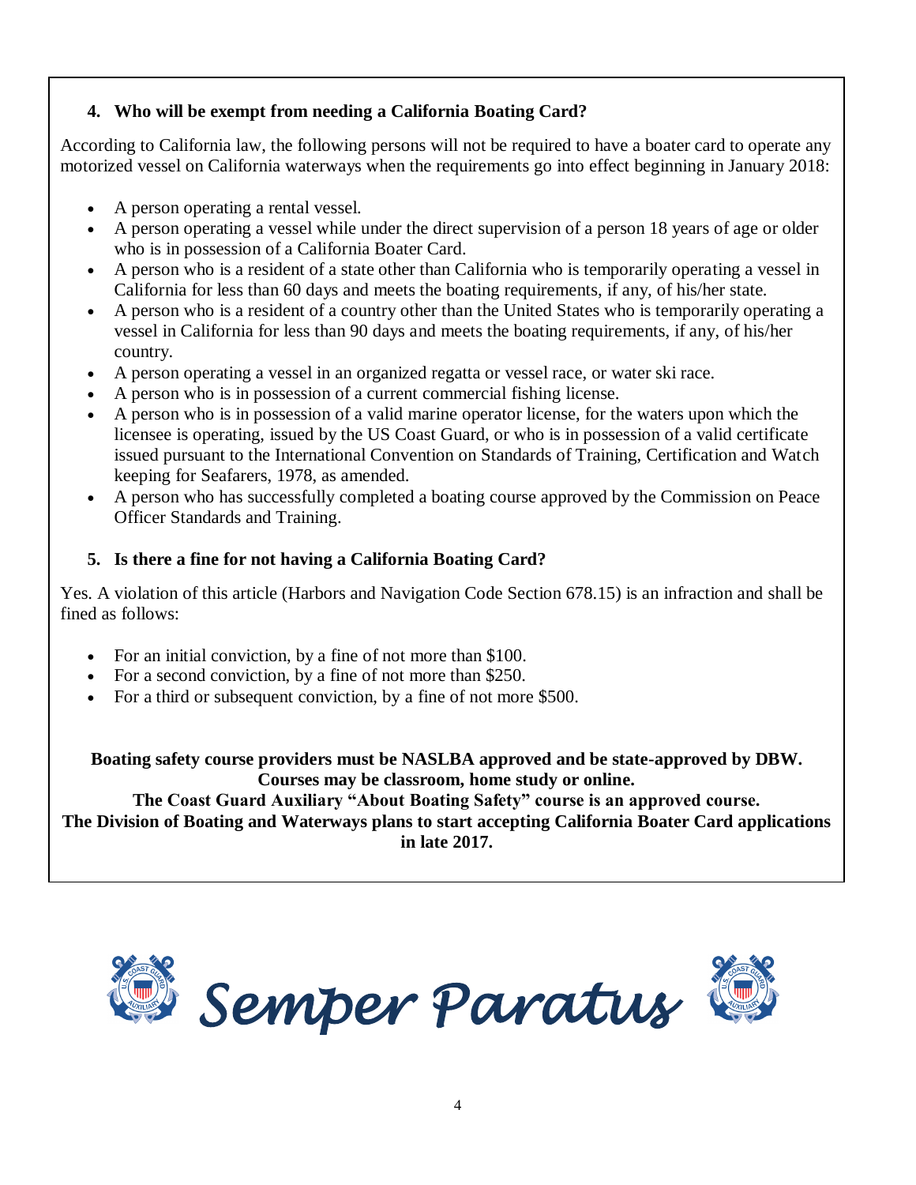### 4. Who will be exempt from needing a California Boating Card?

According to California law, the following persons will not be required to have a boater card to operate any motorized vessel on California waterways when the requirements go into effect beginning in January 2018:

- A person operating a rental vessel.
- A person operating a vessel while under the direct supervision of a person 18 years of age or older who is in possession of a California Boater Card.
- A person who is a resident of a state other than California who is temporarily operating a vessel in California for less than 60 days and meets the boating requirements, if any, of his/her state.
- A person who is a resident of a country other than the United States who is temporarily operating a vessel in California for less than 90 days and meets the boating requirements, if any, of his/her country.
- A person operating a vessel in an organized regatta or vessel race, or water ski race.
- A person who is in possession of a current commercial fishing license.
- A person who is in possession of a valid marine operator license, for the waters upon which the licensee is operating, issued by the US Coast Guard, or who is in possession of a valid certificate issued pursuant to the International Convention on Standards of Training, Certification and Watch keeping for Seafarers, 1978, as amended.
- A person who has successfully completed a boating course approved by the Commission on Peace Officer Standards and Training.

### 5. Is there a fine for not having a California Boating Card?

Yes. A violation of this article (Harbors and Navigation Code Section 678.15) is an infraction and shall be fined as follows:

- For an initial conviction, by a fine of not more than $100.
- For a second conviction, by a fine of not more than $250.
- For a third or subsequent conviction, by a fine of not more $500.

**Boating safety course providers must be NASLBA approved and be state-approved by DBW. Courses may be classroom, home study or online.**
**The Coast Guard Auxiliary "About Boating Safety" course is an approved course.**
**The Division of Boating and Waterways plans to start accepting California Boater Card applications in late 2017.**

*Semper Paratus*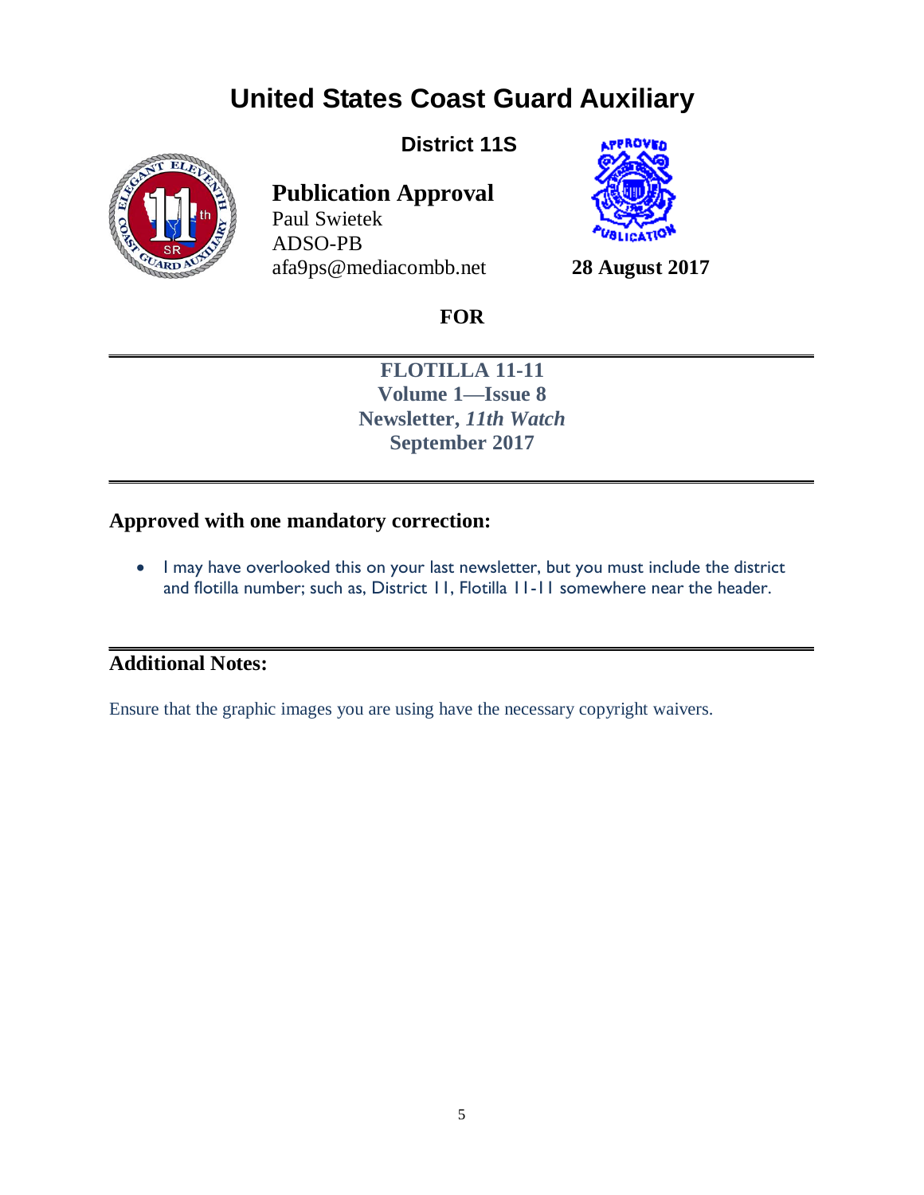# United States Coast Guard Auxiliary

**District 11S**

## Publication Approval

Paul Swietek
ADSO-PB
afa9ps@mediacombb.net

**28 August 2017**

**FOR**

---

**FLOTILLA 11-11**
**Volume 1—Issue 8**
**Newsletter, *11th Watch***
**September 2017**

---

### Approved with one mandatory correction:

- I may have overlooked this on your last newsletter, but you must include the district and flotilla number; such as, District 11, Flotilla 11-11 somewhere near the header.

---

### Additional Notes:

Ensure that the graphic images you are using have the necessary copyright waivers.